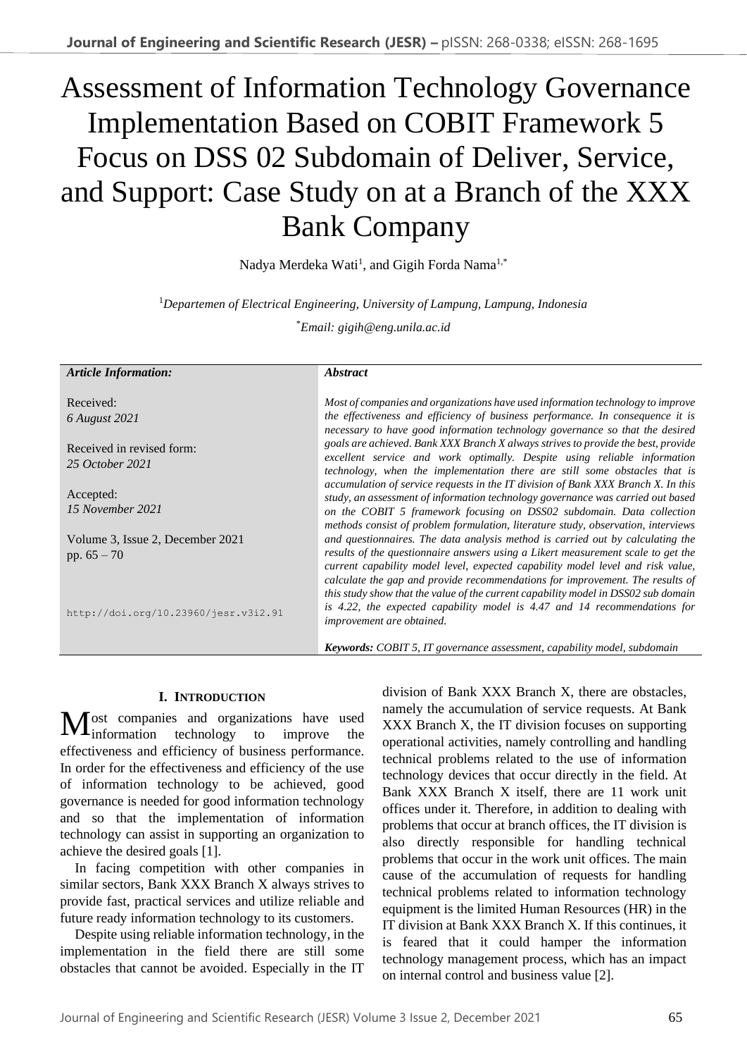# Assessment of Information Technology Governance Implementation Based on COBIT Framework 5 Focus on DSS 02 Subdomain of Deliver, Service, and Support: Case Study on at a Branch of the XXX Bank Company

Nadya Merdeka Wati[1], and Gigih Forda Nama[1,*]

[1]*Departemen of Electrical Engineering, University of Lampung, Lampung, Indonesia*

[*]*Email: gigih@eng.unila.ac.id*

***Article Information:***

Received:
*6 August 2021*

Received in revised form:
*25 October 2021*

Accepted:
*15 November 2021*

Volume 3, Issue 2, December 2021
pp. 65 – 70

http://doi.org/10.23960/jesr.v3i2.91

***Abstract***

*Most of companies and organizations have used information technology to improve the effectiveness and efficiency of business performance. In consequence it is necessary to have good information technology governance so that the desired goals are achieved. Bank XXX Branch X always strives to provide the best, provide excellent service and work optimally. Despite using reliable information technology, when the implementation there are still some obstacles that is accumulation of service requests in the IT division of Bank XXX Branch X. In this study, an assessment of information technology governance was carried out based on the COBIT 5 framework focusing on DSS02 subdomain. Data collection methods consist of problem formulation, literature study, observation, interviews and questionnaires. The data analysis method is carried out by calculating the results of the questionnaire answers using a Likert measurement scale to get the current capability model level, expected capability model level and risk value, calculate the gap and provide recommendations for improvement. The results of this study show that the value of the current capability model in DSS02 sub domain is 4.22, the expected capability model is 4.47 and 14 recommendations for improvement are obtained.*

***Keywords:*** *COBIT 5, IT governance assessment, capability model, subdomain*

## I. Introduction

Most companies and organizations have used information technology to improve the effectiveness and efficiency of business performance. In order for the effectiveness and efficiency of the use of information technology to be achieved, good governance is needed for good information technology and so that the implementation of information technology can assist in supporting an organization to achieve the desired goals [1].

In facing competition with other companies in similar sectors, Bank XXX Branch X always strives to provide fast, practical services and utilize reliable and future ready information technology to its customers.

Despite using reliable information technology, in the implementation in the field there are still some obstacles that cannot be avoided. Especially in the IT division of Bank XXX Branch X, there are obstacles, namely the accumulation of service requests. At Bank XXX Branch X, the IT division focuses on supporting operational activities, namely controlling and handling technical problems related to the use of information technology devices that occur directly in the field. At Bank XXX Branch X itself, there are 11 work unit offices under it. Therefore, in addition to dealing with problems that occur at branch offices, the IT division is also directly responsible for handling technical problems that occur in the work unit offices. The main cause of the accumulation of requests for handling technical problems related to information technology equipment is the limited Human Resources (HR) in the IT division at Bank XXX Branch X. If this continues, it is feared that it could hamper the information technology management process, which has an impact on internal control and business value [2].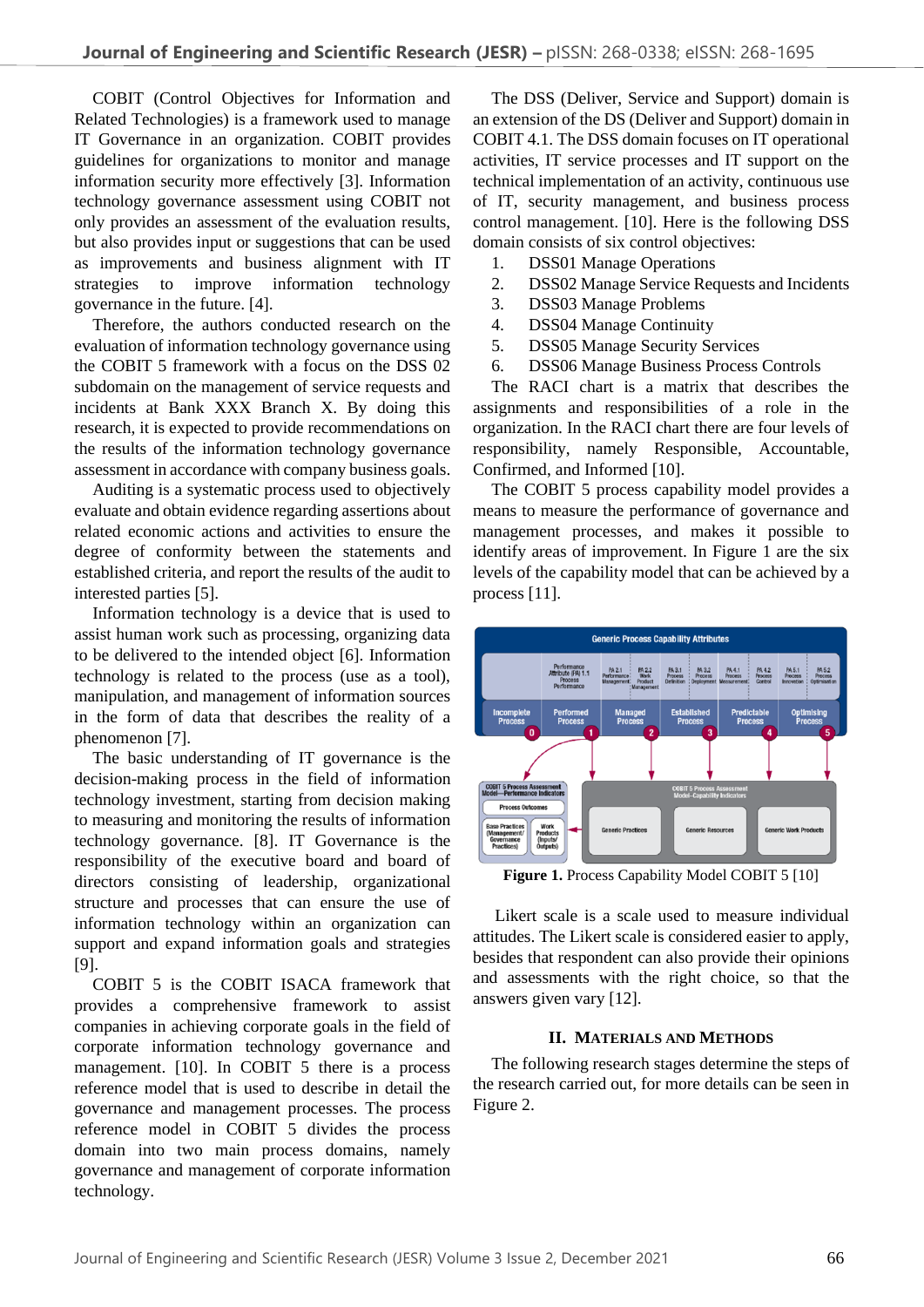COBIT (Control Objectives for Information and Related Technologies) is a framework used to manage IT Governance in an organization. COBIT provides guidelines for organizations to monitor and manage information security more effectively [3]. Information technology governance assessment using COBIT not only provides an assessment of the evaluation results, but also provides input or suggestions that can be used as improvements and business alignment with IT strategies to improve information technology governance in the future. [4].

Therefore, the authors conducted research on the evaluation of information technology governance using the COBIT 5 framework with a focus on the DSS 02 subdomain on the management of service requests and incidents at Bank XXX Branch X. By doing this research, it is expected to provide recommendations on the results of the information technology governance assessment in accordance with company business goals.

Auditing is a systematic process used to objectively evaluate and obtain evidence regarding assertions about related economic actions and activities to ensure the degree of conformity between the statements and established criteria, and report the results of the audit to interested parties [5].

Information technology is a device that is used to assist human work such as processing, organizing data to be delivered to the intended object [6]. Information technology is related to the process (use as a tool), manipulation, and management of information sources in the form of data that describes the reality of a phenomenon [7].

The basic understanding of IT governance is the decision-making process in the field of information technology investment, starting from decision making to measuring and monitoring the results of information technology governance. [8]. IT Governance is the responsibility of the executive and board of directors consisting of leadership, organizational structure and processes that can ensure the use of information technology within an organization can support and expand information goals and strategies [9].

COBIT 5 is the COBIT ISACA framework that provides a comprehensive framework to assist companies in achieving corporate goals in the field of corporate information technology governance and management. [10]. In COBIT 5 there is a process reference model that is used to describe in detail the governance and management processes. The process reference model in COBIT 5 divides the process domain into two main process domains, namely governance and management of corporate information technology.

The DSS (Deliver, Service and Support) domain is an extension of the DS (Deliver and Support) domain in COBIT 4.1. The DSS domain focuses on IT operational activities, IT service processes and IT support on the technical implementation of an activity, continuous use of IT, security management, and business process control management. [10]. Here is the following DSS domain consists of six control objectives:

1. DSS01 Manage Operations
2. DSS02 Manage Service Requests and Incidents
3. DSS03 Manage Problems
4. DSS04 Manage Continuity
5. DSS05 Manage Security Services
6. DSS06 Manage Business Process Controls

The RACI chart is a matrix that describes the assignments and responsibilities of a role in the organization. In the RACI chart there are four levels of responsibility, namely Responsible, Accountable, Confirmed, and Informed [10].

The COBIT 5 process capability model provides a means to measure the performance of governance and management processes, and makes it possible to identify areas of improvement. In Figure 1 are the six levels of the capability model that can be achieved by a process [11].

**Figure 1.** Process Capability Model COBIT 5 [10]

Likert scale is a scale used to measure individual attitudes. The Likert scale is considered easier to apply, besides that respondent can also provide their opinions and assessments with the right choice, so that the answers given vary [12].

## II. Materials and Methods

The following research stages determine the steps of the research carried out, for more details can be seen in Figure 2.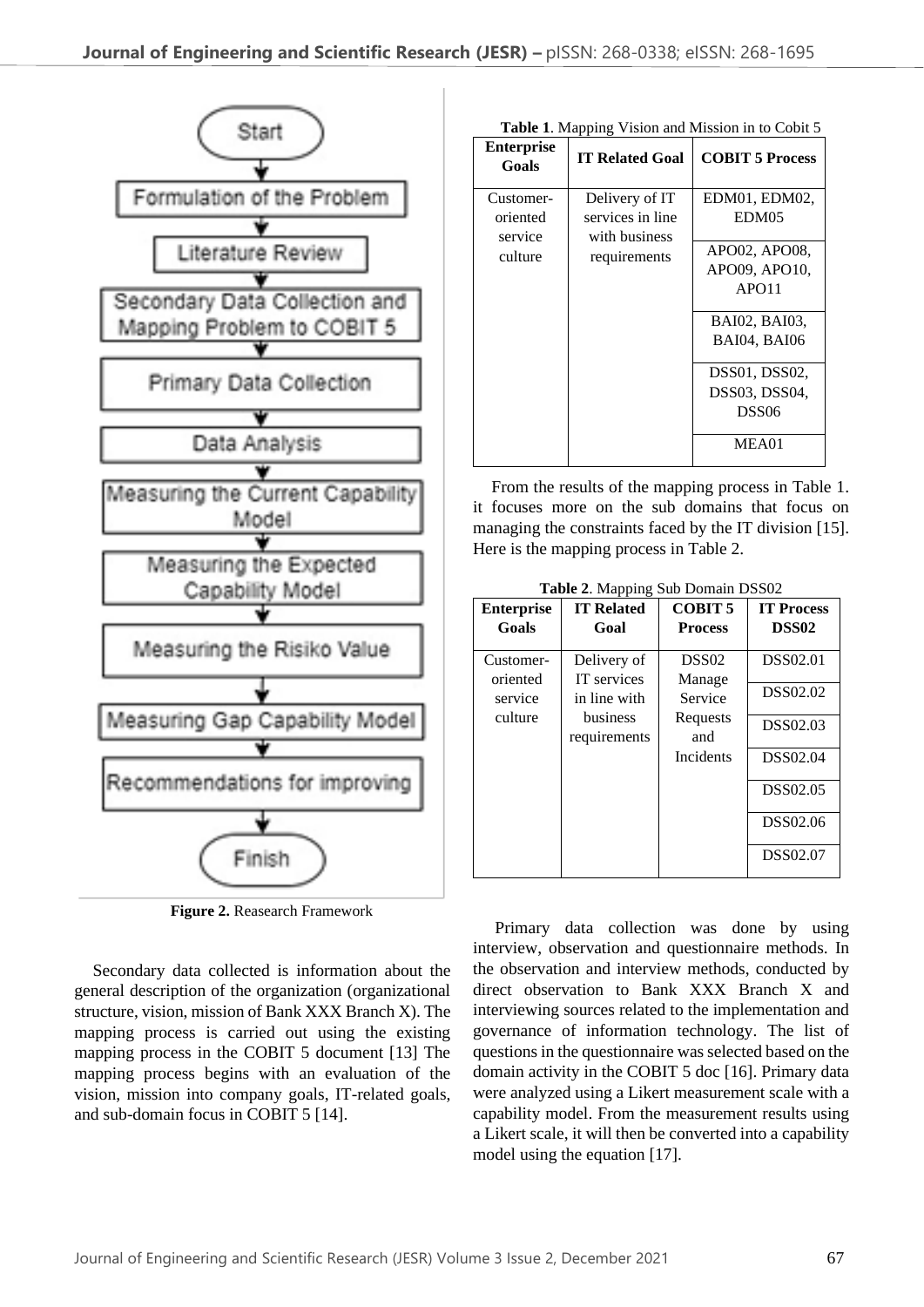Start → Formulation of the Problem → Literature Review → Secondary Data Collection and Mapping Problem to COBIT 5 → Primary Data Collection → Data Analysis → Measuring the Current Capability Model → Measuring the Expected Capability Model → Measuring the Risiko Value → Measuring Gap Capability Model → Recommendations for improving → Finish

**Figure 2.** Reasearch Framework

Secondary data collected is information about the general description of the organization (organizational structure, vision, mission of Bank XXX Branch X). The mapping process is carried out using the existing mapping process in the COBIT 5 document [13] The mapping process begins with an evaluation of the vision, mission into company goals, IT-related goals, and sub-domain focus in COBIT 5 [14].

**Table 1**. Mapping Vision and Mission in to Cobit 5

| Enterprise Goals | IT Related Goal | COBIT 5 Process |
|---|---|---|
| Customer-oriented service culture | Delivery of IT services in line with business requirements | EDM01, EDM02, EDM05 |
| | | APO02, APO08, APO09, APO10, APO11 |
| | | BAI02, BAI03, BAI04, BAI06 |
| | | DSS01, DSS02, DSS03, DSS04, DSS06 |
| | | MEA01 |

From the results of the mapping process in Table 1. it focuses more on the sub domains that focus on managing the constraints faced by the IT division [15]. Here is the mapping process in Table 2.

**Table 2**. Mapping Sub Domain DSS02

| Enterprise Goals | IT Related Goal | COBIT 5 Process | IT Process DSS02 |
|---|---|---|---|
| Customer-oriented service culture | Delivery of IT services in line with business requirements | DSS02 Manage Service Requests and Incidents | DSS02.01 |
| | | | DSS02.02 |
| | | | DSS02.03 |
| | | | DSS02.04 |
| | | | DSS02.05 |
| | | | DSS02.06 |
| | | | DSS02.07 |

Primary data collection was done by using interview, observation and questionnaire methods. In the observation and interview methods, conducted by direct observation to Bank XXX Branch X and interviewing sources related to the implementation and governance of information technology. The list of questions in the questionnaire was selected based on the domain activity in the COBIT 5 doc [16]. Primary data were analyzed using a Likert measurement scale with a capability model. From the measurement results using a Likert scale, it will then be converted into a capability model using the equation [17].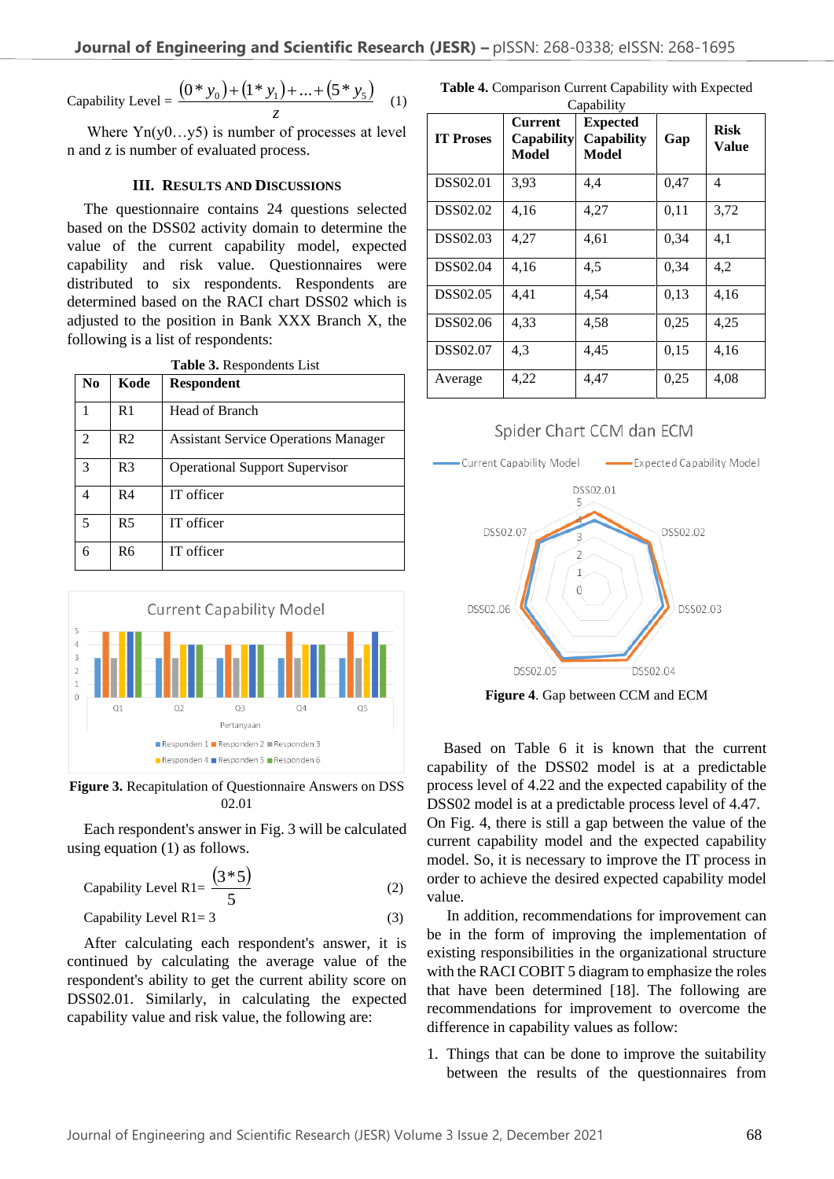$$\text{Capability Level} = \frac{(0 * y_0) + (1 * y_1) + \ldots + (5 * y_5)}{z} \quad (1)$$

Where Yn(y0…y5) is number of processes at level n and z is number of evaluated process.

## III. RESULTS AND DISCUSSIONS

The questionnaire contains 24 questions selected based on the DSS02 activity domain to determine the value of the current capability model, expected capability and risk value. Questionnaires were distributed to six respondents. Respondents are determined based on the RACI chart DSS02 which is adjusted to the position in Bank XXX Branch X, the following is a list of respondents:

**Table 3.** Respondents List

| No | Kode | Respondent |
|---|---|---|
| 1 | R1 | Head of Branch |
| 2 | R2 | Assistant Service Operations Manager |
| 3 | R3 | Operational Support Supervisor |
| 4 | R4 | IT officer |
| 5 | R5 | IT officer |
| 6 | R6 | IT officer |

**Figure 3.** Recapitulation of Questionnaire Answers on DSS 02.01

Each respondent's answer in Fig. 3 will be calculated using equation (1) as follows.

$$\text{Capability Level R1} = \frac{(3 * 5)}{5} \quad (2)$$

$$\text{Capability Level R1} = 3 \quad (3)$$

After calculating each respondent's answer, it is continued by calculating the average value of the respondent's ability to get the current ability score on DSS02.01. Similarly, in calculating the expected capability value and risk value, the following are:

**Table 4.** Comparison Current Capability with Expected Capability

| IT Proses | Current Capability Model | Expected Capability Model | Gap | Risk Value |
|---|---|---|---|---|
| DSS02.01 | 3,93 | 4,4 | 0,47 | 4 |
| DSS02.02 | 4,16 | 4,27 | 0,11 | 3,72 |
| DSS02.03 | 4,27 | 4,61 | 0,34 | 4,1 |
| DSS02.04 | 4,16 | 4,5 | 0,34 | 4,2 |
| DSS02.05 | 4,41 | 4,54 | 0,13 | 4,16 |
| DSS02.06 | 4,33 | 4,58 | 0,25 | 4,25 |
| DSS02.07 | 4,3 | 4,45 | 0,15 | 4,16 |
| Average | 4,22 | 4,47 | 0,25 | 4,08 |

**Figure 4**. Gap between CCM and ECM

Based on Table 6 it is known that the current capability of the DSS02 model is at a predictable process level of 4.22 and the expected capability of the DSS02 model is at a predictable process level of 4.47. On Fig. 4, there is still a gap between the value of the current capability model and the expected capability model. So, it is necessary to improve the IT process in order to achieve the desired expected capability model value.

In addition, recommendations for improvement can be in the form of improving the implementation of existing responsibilities in the organizational structure with the RACI COBIT 5 diagram to emphasize the roles that have been determined [18]. The following are recommendations for improvement to overcome the difference in capability values as follow:

1. Things that can be done to improve the suitability between the results of the questionnaires from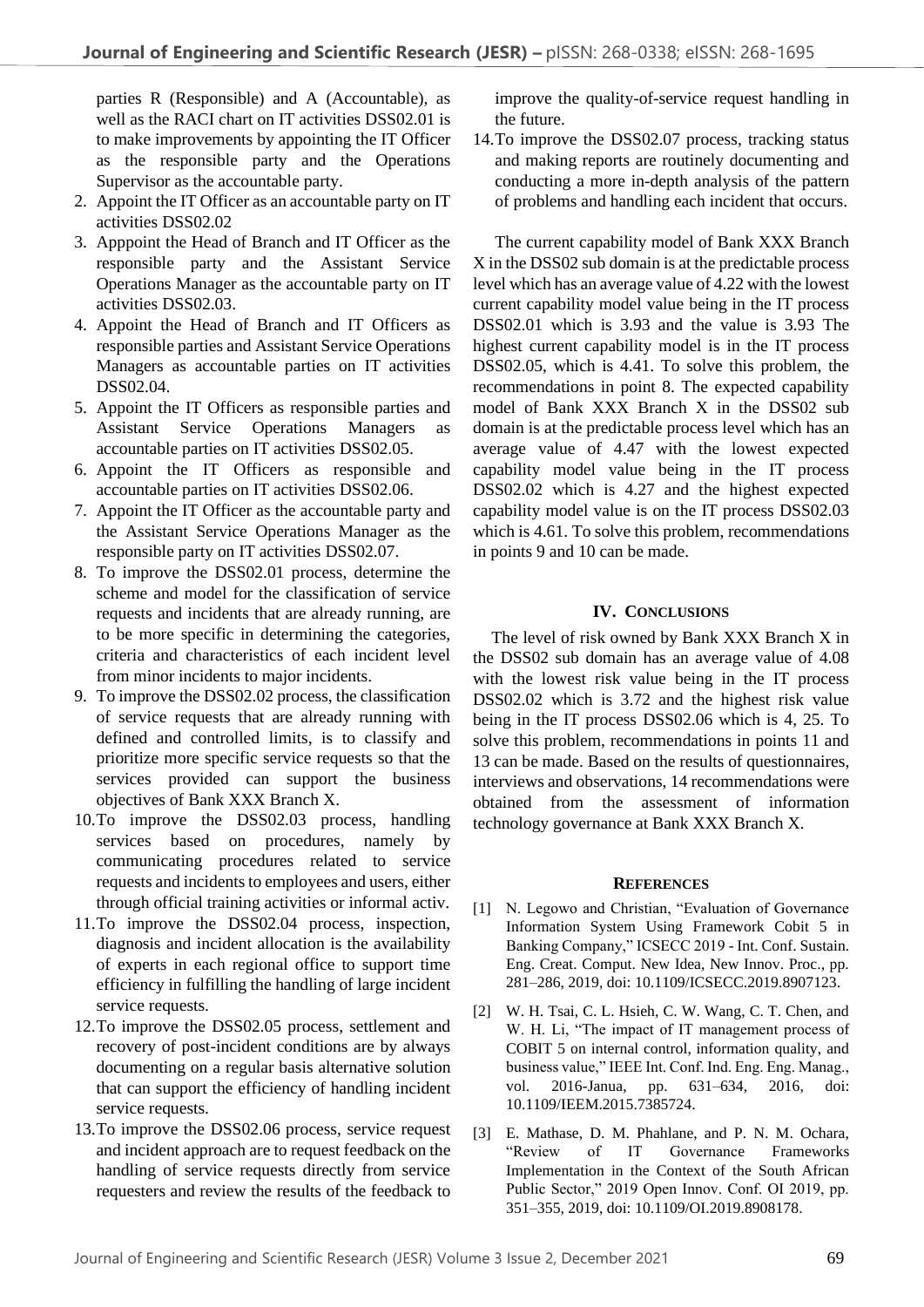parties R (Responsible) and A (Accountable), as well as the RACI chart on IT activities DSS02.01 is to make improvements by appointing the IT Officer as the responsible party and the Operations Supervisor as the accountable party.

2. Appoint the IT Officer as an accountable party on IT activities DSS02.02
3. Apppoint the Head of Branch and IT Officer as the responsible party and the Assistant Service Operations Manager as the accountable party on IT activities DSS02.03.
4. Appoint the Head of Branch and IT Officers as responsible parties and Assistant Service Operations Managers as accountable parties on IT activities DSS02.04.
5. Appoint the IT Officers as responsible parties and Assistant Service Operations Managers as accountable parties on IT activities DSS02.05.
6. Appoint the IT Officers as responsible and accountable parties on IT activities DSS02.06.
7. Appoint the IT Officer as the accountable party and the Assistant Service Operations Manager as the responsible party on IT activities DSS02.07.
8. To improve the DSS02.01 process, determine the scheme and model for the classification of service requests and incidents that are already running, are to be more specific in determining the categories, criteria and characteristics of each incident level from minor incidents to major incidents.
9. To improve the DSS02.02 process, the classification of service requests that are already running with defined and controlled limits, is to classify and prioritize more specific service requests so that the services provided can support the business objectives of Bank XXX Branch X.
10. To improve the DSS02.03 process, handling services based on procedures, namely by communicating procedures related to service requests and incidents to employees and users, either through official training activities or informal activ.
11. To improve the DSS02.04 process, inspection, diagnosis and incident allocation is the availability of experts in each regional office to support time efficiency in fulfilling the handling of large incident service requests.
12. To improve the DSS02.05 process, settlement and recovery of post-incident conditions are by always documenting on a regular basis alternative solution that can support the efficiency of handling incident service requests.
13. To improve the DSS02.06 process, service request and incident approach are to request feedback on the handling of service requests directly from service requesters and review the results of the feedback to improve the quality-of-service request handling in the future.
14. To improve the DSS02.07 process, tracking status and making reports are routinely documenting and conducting a more in-depth analysis of the pattern of problems and handling each incident that occurs.

The current capability model of Bank XXX Branch X in the DSS02 sub domain is at the predictable process level which has an average value of 4.22 with the lowest current capability model value being in the IT process DSS02.01 which is 3.93 and the value is 3.93 The highest current capability model is in the IT process DSS02.05, which is 4.41. To solve this problem, the recommendations in point 8. The expected capability model of Bank XXX Branch X in the DSS02 sub domain is at the predictable process level which has an average value of 4.47 with the lowest expected capability model value being in the IT process DSS02.02 which is 4.27 and the highest expected capability model value is on the IT process DSS02.03 which is 4.61. To solve this problem, recommendations in points 9 and 10 can be made.

## IV. Conclusions

The level of risk owned by Bank XXX Branch X in the DSS02 sub domain has an average value of 4.08 with the lowest risk value being in the IT process DSS02.02 which is 3.72 and the highest risk value being in the IT process DSS02.06 which is 4, 25. To solve this problem, recommendations in points 11 and 13 can be made. Based on the results of questionnaires, interviews and observations, 14 recommendations were obtained from the assessment of information technology governance at Bank XXX Branch X.

## References

[1] N. Legowo and Christian, "Evaluation of Governance Information System Using Framework Cobit 5 in Banking Company," ICSECC 2019 - Int. Conf. Sustain. Eng. Creat. Comput. New Idea, New Innov. Proc., pp. 281–286, 2019, doi: 10.1109/ICSECC.2019.8907123.

[2] W. H. Tsai, C. L. Hsieh, C. W. Wang, C. T. Chen, and W. H. Li, "The impact of IT management process of COBIT 5 on internal control, information quality, and business value," IEEE Int. Conf. Ind. Eng. Eng. Manag., vol. 2016-Janua, pp. 631–634, 2016, doi: 10.1109/IEEM.2015.7385724.

[3] E. Mathase, D. M. Phahlane, and P. N. M. Ochara, "Review of IT Governance Frameworks Implementation in the Context of the South African Public Sector," 2019 Open Innov. Conf. OI 2019, pp. 351–355, 2019, doi: 10.1109/OI.2019.8908178.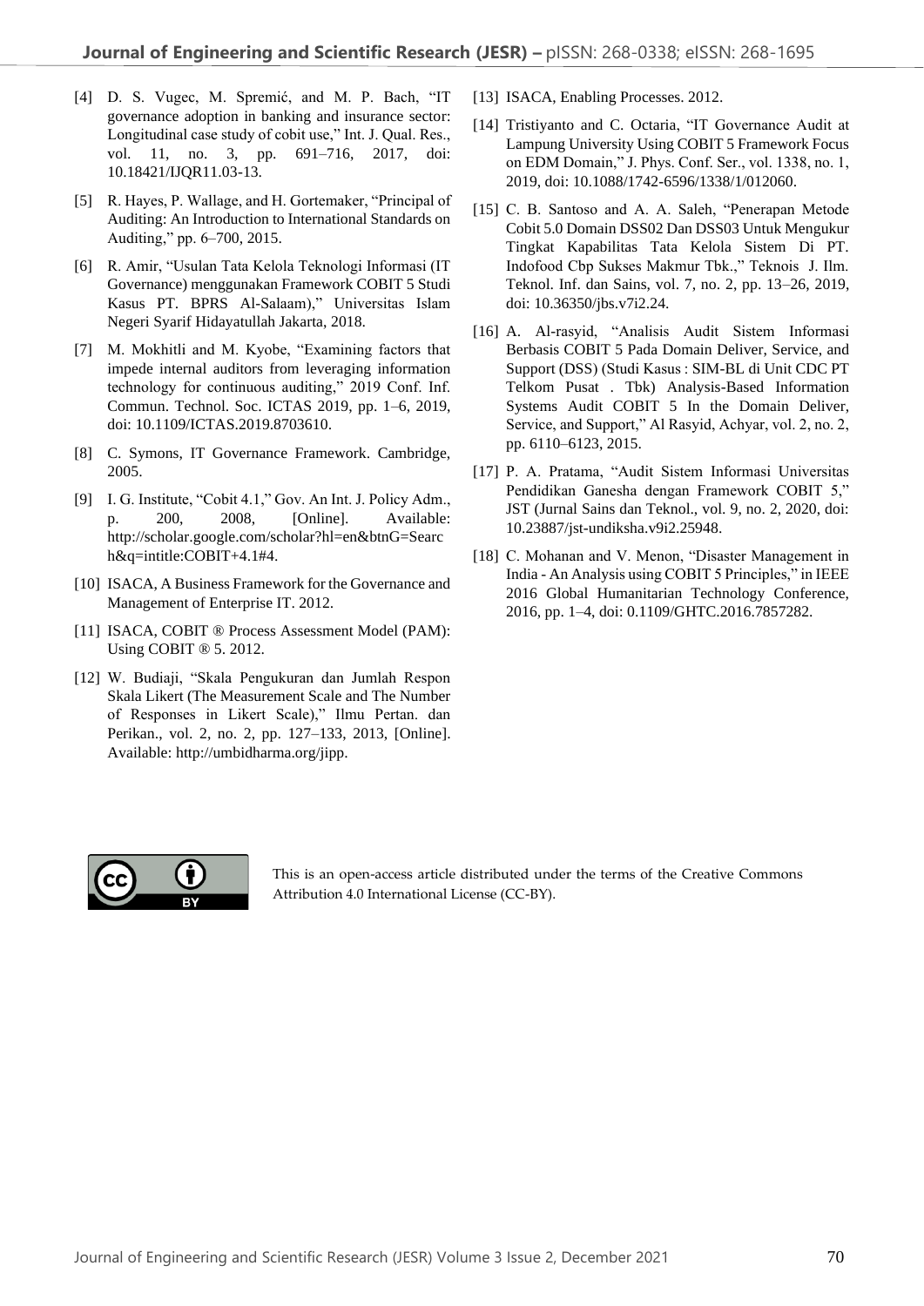[4] D. S. Vugec, M. Spremić, and M. P. Bach, "IT governance adoption in banking and insurance sector: Longitudinal case study of cobit use," Int. J. Qual. Res., vol. 11, no. 3, pp. 691–716, 2017, doi: 10.18421/IJQR11.03-13.

[5] R. Hayes, P. Wallage, and H. Gortemaker, "Principal of Auditing: An Introduction to International Standards on Auditing," pp. 6–700, 2015.

[6] R. Amir, "Usulan Tata Kelola Teknologi Informasi (IT Governance) menggunakan Framework COBIT 5 Studi Kasus PT. BPRS Al-Salaam)," Universitas Islam Negeri Syarif Hidayatullah Jakarta, 2018.

[7] M. Mokhitli and M. Kyobe, "Examining factors that impede internal auditors from leveraging information technology for continuous auditing," 2019 Conf. Inf. Commun. Technol. Soc. ICTAS 2019, pp. 1–6, 2019, doi: 10.1109/ICTAS.2019.8703610.

[8] C. Symons, IT Governance Framework. Cambridge, 2005.

[9] I. G. Institute, "Cobit 4.1," Gov. An Int. J. Policy Adm., p. 200, 2008, [Online]. Available: http://scholar.google.com/scholar?hl=en&btnG=Search&q=intitle:COBIT+4.1#4.

[10] ISACA, A Business Framework for the Governance and Management of Enterprise IT. 2012.

[11] ISACA, COBIT ® Process Assessment Model (PAM): Using COBIT ® 5. 2012.

[12] W. Budiaji, "Skala Pengukuran dan Jumlah Respon Skala Likert (The Measurement Scale and The Number of Responses in Likert Scale)," Ilmu Pertan. dan Perikan., vol. 2, no. 2, pp. 127–133, 2013, [Online]. Available: http://umbidharma.org/jipp.

[13] ISACA, Enabling Processes. 2012.

[14] Tristiyanto and C. Octaria, "IT Governance Audit at Lampung University Using COBIT 5 Framework Focus on EDM Domain," J. Phys. Conf. Ser., vol. 1338, no. 1, 2019, doi: 10.1088/1742-6596/1338/1/012060.

[15] C. B. Santoso and A. A. Saleh, "Penerapan Metode Cobit 5.0 Domain DSS02 Dan DSS03 Untuk Mengukur Tingkat Kapabilitas Tata Kelola Sistem Di PT. Indofood Cbp Sukses Makmur Tbk.," Teknois J. Ilm. Teknol. Inf. dan Sains, vol. 7, no. 2, pp. 13–26, 2019, doi: 10.36350/jbs.v7i2.24.

[16] A. Al-rasyid, "Analisis Audit Sistem Informasi Berbasis COBIT 5 Pada Domain Deliver, Service, and Support (DSS) (Studi Kasus : SIM-BL di Unit CDC PT Telkom Pusat . Tbk) Analysis-Based Information Systems Audit COBIT 5 In the Domain Deliver, Service, and Support," Al Rasyid, Achyar, vol. 2, no. 2, pp. 6110–6123, 2015.

[17] P. A. Pratama, "Audit Sistem Informasi Universitas Pendidikan Ganesha dengan Framework COBIT 5," JST (Jurnal Sains dan Teknol., vol. 9, no. 2, 2020, doi: 10.23887/jst-undiksha.v9i2.25948.

[18] C. Mohanan and V. Menon, "Disaster Management in India - An Analysis using COBIT 5 Principles," in IEEE 2016 Global Humanitarian Technology Conference, 2016, pp. 1–4, doi: 0.1109/GHTC.2016.7857282.

This is an open-access article distributed under the terms of the Creative Commons Attribution 4.0 International License (CC-BY).